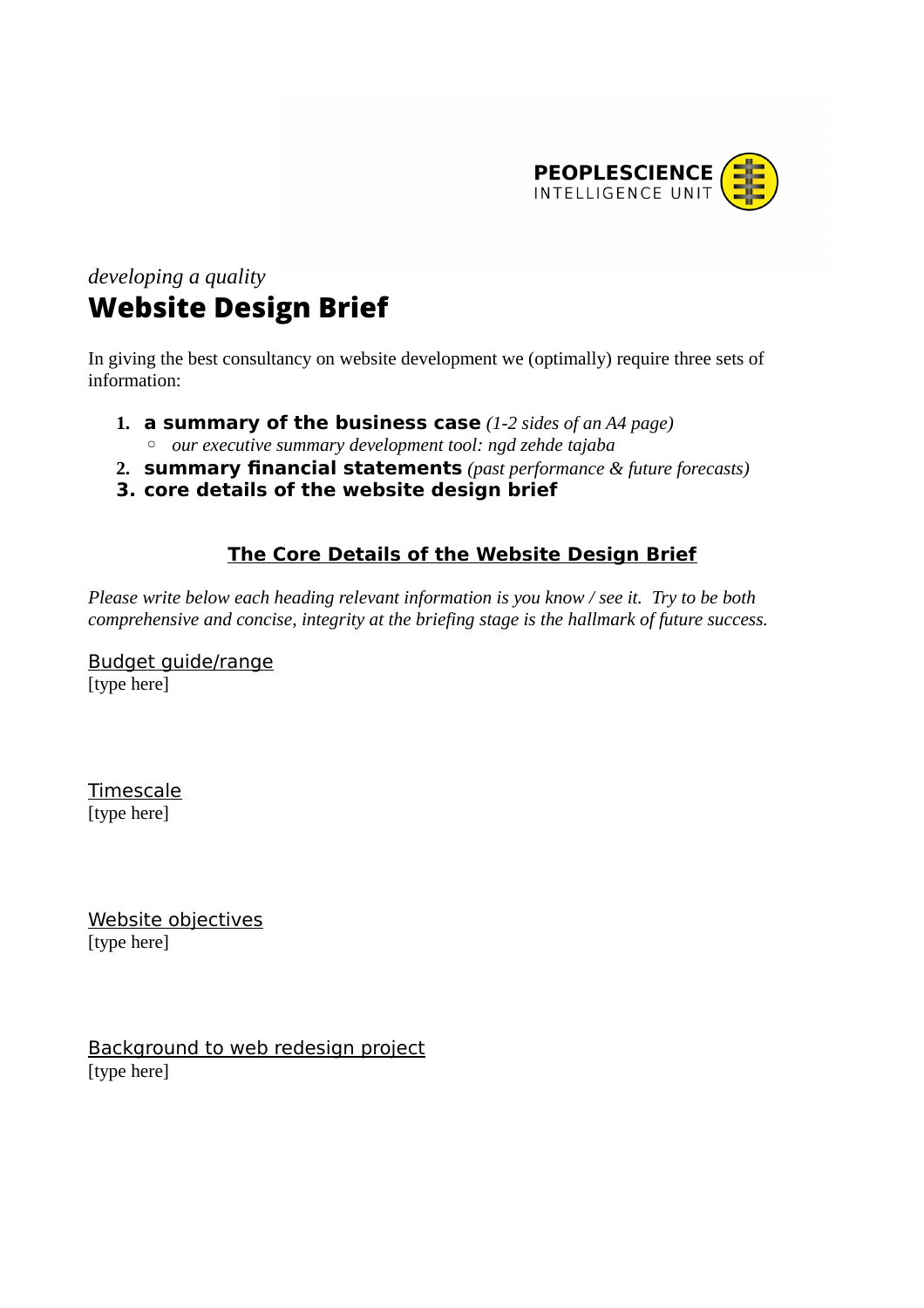PEOPLESCIENCE
INTELLIGENCE UNIT

*developing a quality*

# Website Design Brief

In giving the best consultancy on website development we (optimally) require three sets of information:

1. **a summary of the business case** *(1-2 sides of an A4 page)*
   - *our executive summary development tool: ngd zehde tajaba*
2. **summary financial statements** *(past performance & future forecasts)*
3. **core details of the website design brief**

## The Core Details of the Website Design Brief

*Please write below each heading relevant information is you know / see it. Try to be both comprehensive and concise, integrity at the briefing stage is the hallmark of future success.*

### Budget guide/range

[type here]

### Timescale

[type here]

### Website objectives

[type here]

### Background to web redesign project

[type here]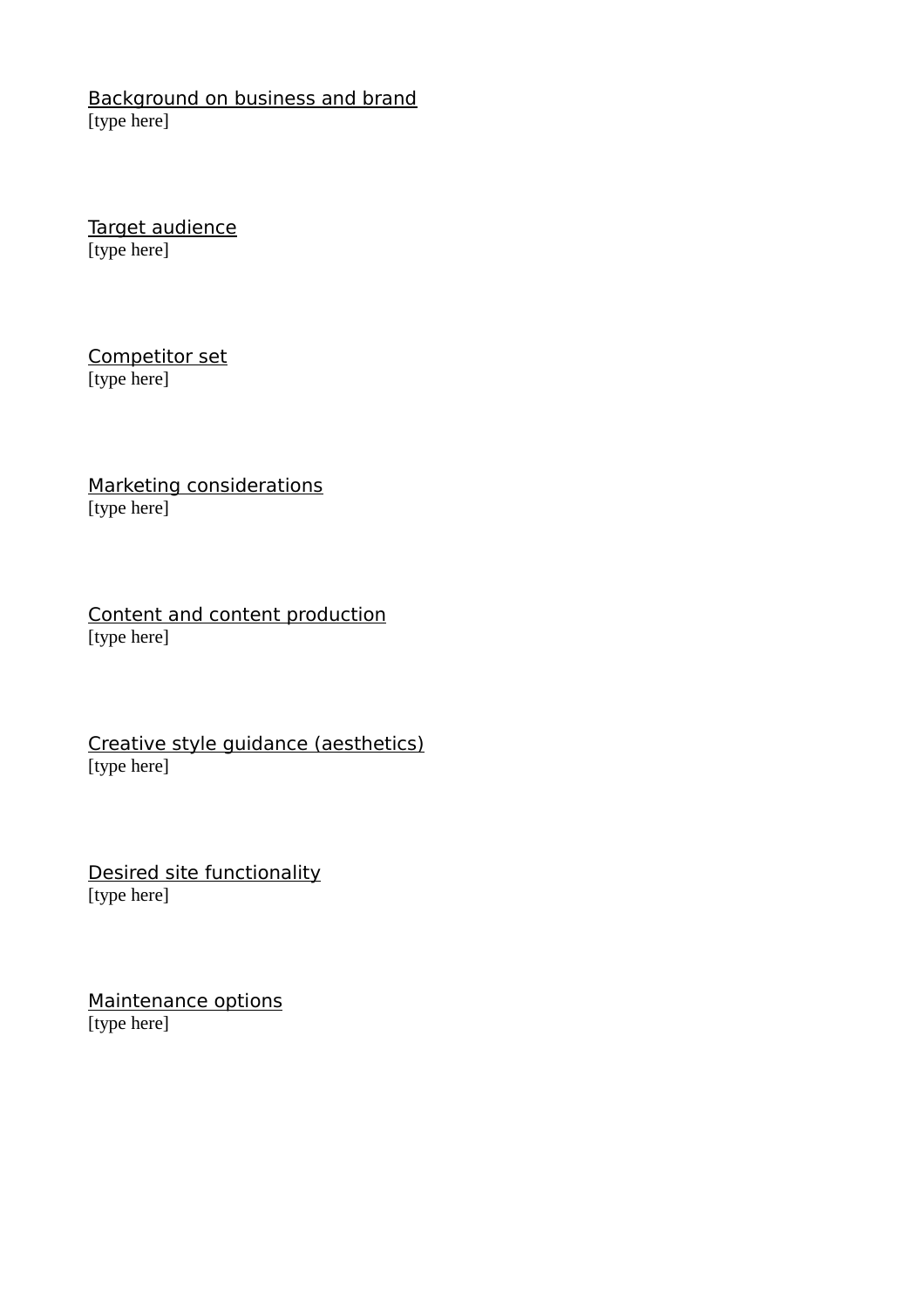<u>Background on business and brand</u>

[type here]

<u>Target audience</u>

[type here]

<u>Competitor set</u>

[type here]

<u>Marketing considerations</u>

[type here]

<u>Content and content production</u>

[type here]

<u>Creative style guidance (aesthetics)</u>

[type here]

<u>Desired site functionality</u>

[type here]

<u>Maintenance options</u>

[type here]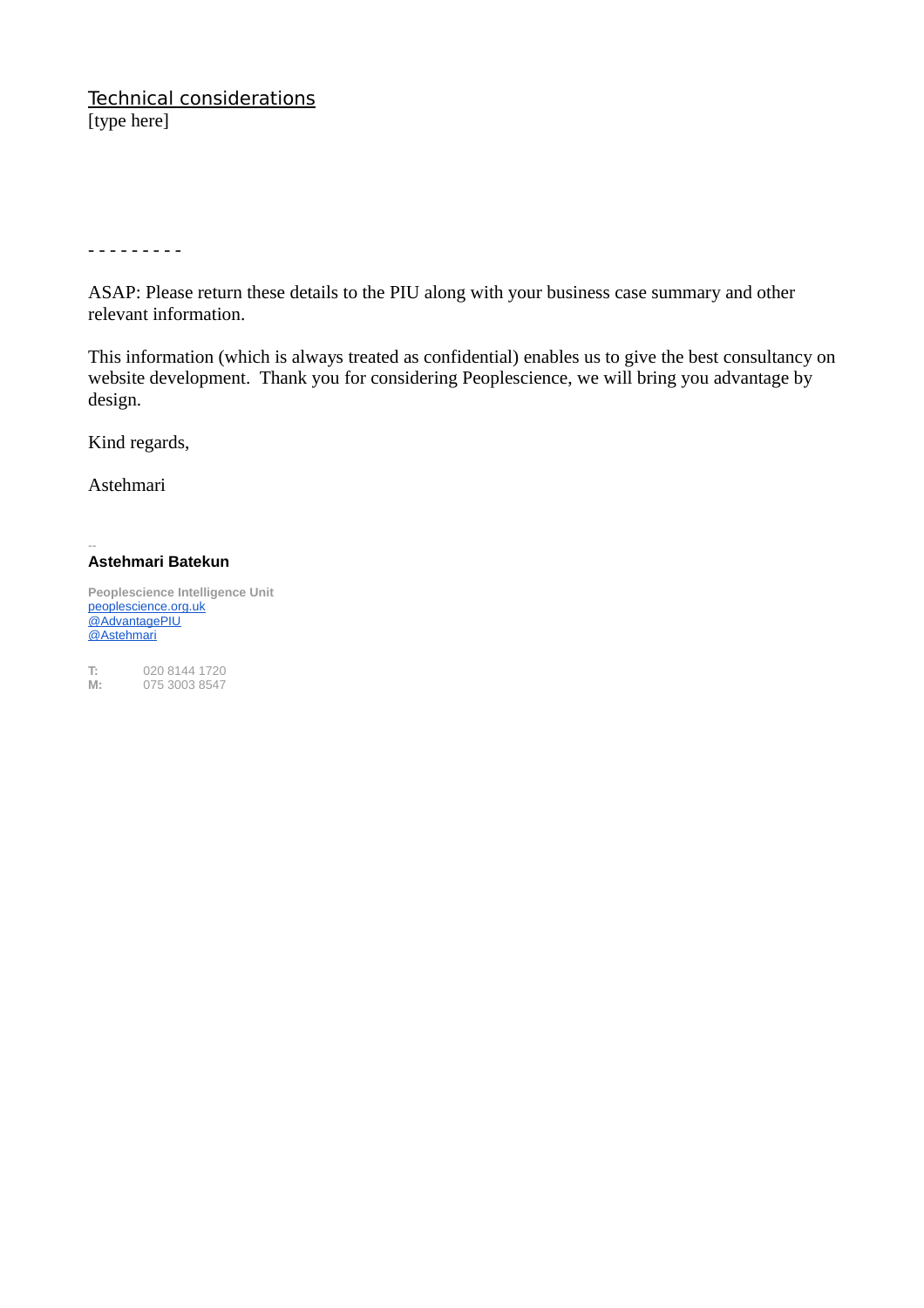<u>Technical considerations</u>
[type here]

- - - - - - - - -

ASAP: Please return these details to the PIU along with your business case summary and other relevant information.

This information (which is always treated as confidential) enables us to give the best consultancy on website development.  Thank you for considering Peoplescience, we will bring you advantage by design.

Kind regards,

Astehmari

--
**Astehmari Batekun**

**Peoplescience Intelligence Unit**
[peoplescience.org.uk](peoplescience.org.uk)
@AdvantagePIU
@Astehmari

**T:** 020 8144 1720
**M:** 075 3003 8547